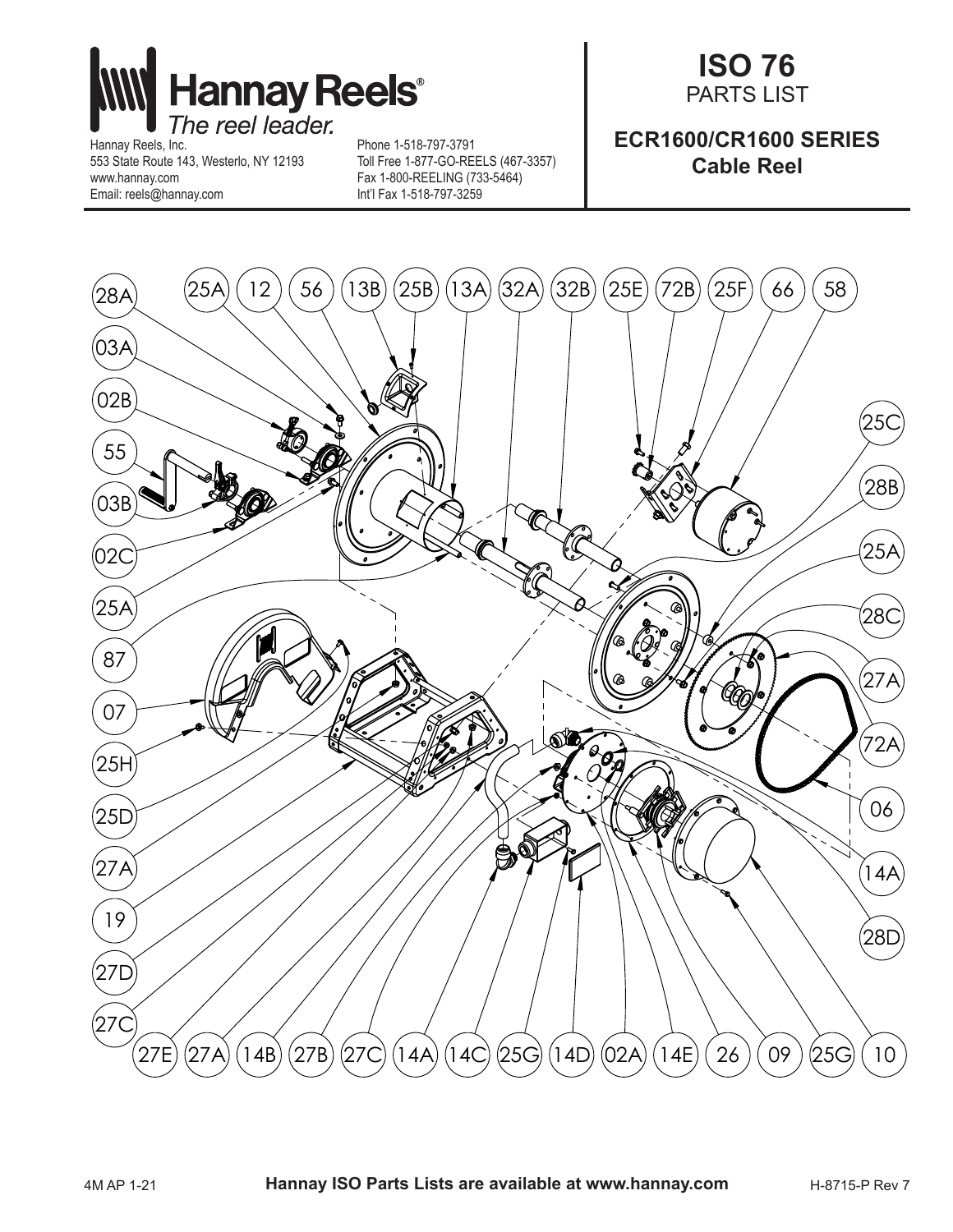**Hannay Reels®**
*The reel leader.*

Hannay Reels, Inc.
553 State Route 143, Westerlo, NY 12193
www.hannay.com
Email: reels@hannay.com

Phone 1-518-797-3791
Toll Free 1-877-GO-REELS (467-3357)
Fax 1-800-REELING (733-5464)
Int'l Fax 1-518-797-3259

# ISO 76
## PARTS LIST

## ECR1600/CR1600 SERIES
## Cable Reel

28A, 25A, 12, 56, 13B, 25B, 13A, 32A, 32B, 25E, 72B, 25F, 66, 58, 03A, 02B, 25C, 55, 28B, 03B, 25A, 02C, 28C, 25A, 87, 27A, 07, 72A, 25H, 06, 25D, 14A, 27A, 19, 28D, 27D, 27C, 27E, 27A, 14B, 27B, 27C, 14A, 14C, 25G, 14D, 02A, 14E, 26, 09, 25G, 10

4M AP 1-21 **Hannay ISO Parts Lists are available at www.hannay.com** H-8715-P Rev 7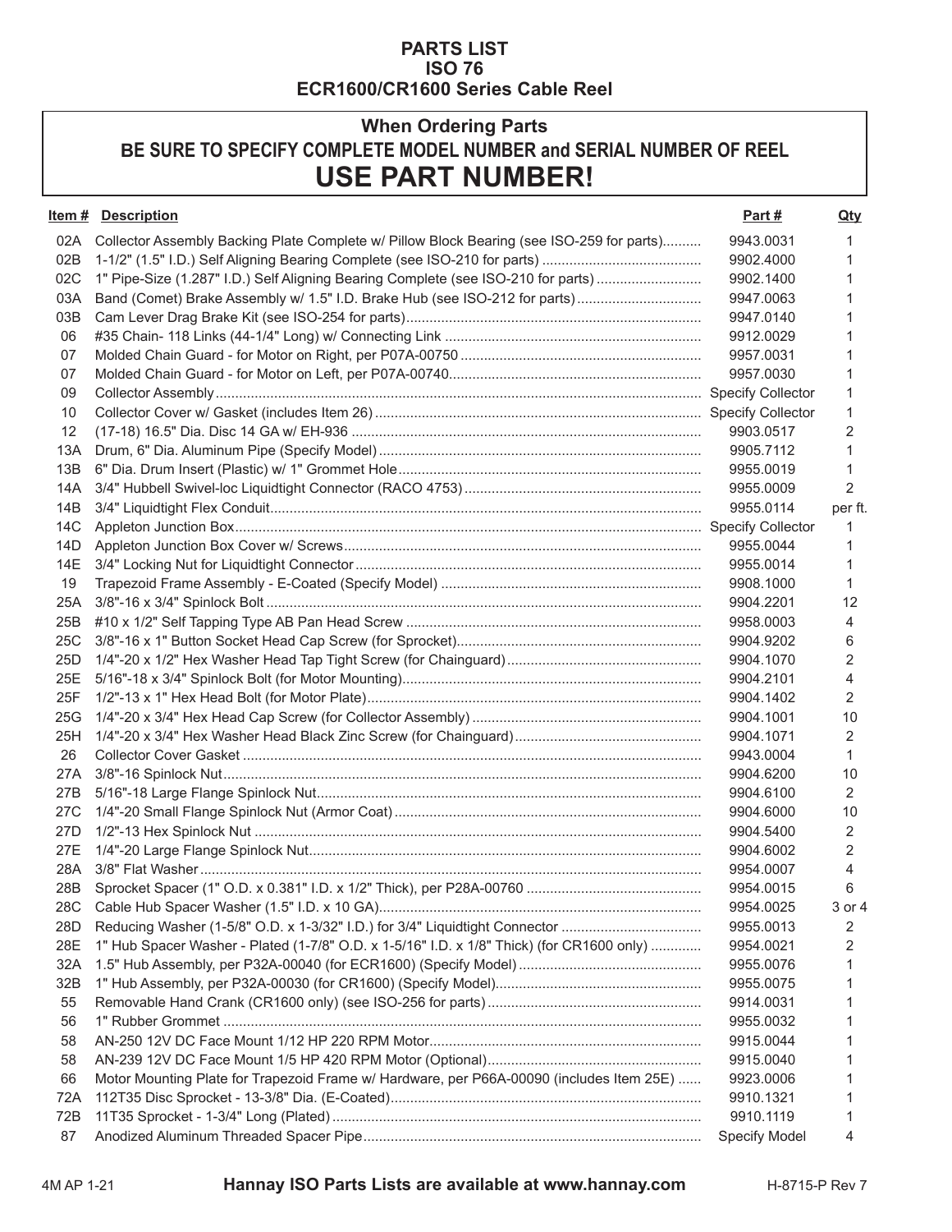# PARTS LIST
## ISO 76
## ECR1600/CR1600 Series Cable Reel

**When Ordering Parts**

**BE SURE TO SPECIFY COMPLETE MODEL NUMBER and SERIAL NUMBER OF REEL**

# USE PART NUMBER!

| Item # | Description | Part # | Qty |
|---|---|---|---|
| 02A | Collector Assembly Backing Plate Complete w/ Pillow Block Bearing (see ISO-259 for parts) | 9943.0031 | 1 |
| 02B | 1-1/2" (1.5" I.D.) Self Aligning Bearing Complete (see ISO-210 for parts) | 9902.4000 | 1 |
| 02C | 1" Pipe-Size (1.287" I.D.) Self Aligning Bearing Complete (see ISO-210 for parts) | 9902.1400 | 1 |
| 03A | Band (Comet) Brake Assembly w/ 1.5" I.D. Brake Hub (see ISO-212 for parts) | 9947.0063 | 1 |
| 03B | Cam Lever Drag Brake Kit (see ISO-254 for parts) | 9947.0140 | 1 |
| 06 | #35 Chain- 118 Links (44-1/4" Long) w/ Connecting Link | 9912.0029 | 1 |
| 07 | Molded Chain Guard - for Motor on Right, per P07A-00750 | 9957.0031 | 1 |
| 07 | Molded Chain Guard - for Motor on Left, per P07A-00740 | 9957.0030 | 1 |
| 09 | Collector Assembly | Specify Collector | 1 |
| 10 | Collector Cover w/ Gasket (includes Item 26) | Specify Collector | 1 |
| 12 | (17-18) 16.5" Dia. Disc 14 GA w/ EH-936 | 9903.0517 | 2 |
| 13A | Drum, 6" Dia. Aluminum Pipe (Specify Model) | 9905.7112 | 1 |
| 13B | 6" Dia. Drum Insert (Plastic) w/ 1" Grommet Hole | 9955.0019 | 1 |
| 14A | 3/4" Hubbell Swivel-loc Liquidtight Connector (RACO 4753) | 9955.0009 | 2 |
| 14B | 3/4" Liquidtight Flex Conduit | 9955.0114 | per ft. |
| 14C | Appleton Junction Box | Specify Collector | 1 |
| 14D | Appleton Junction Box Cover w/ Screws | 9955.0044 | 1 |
| 14E | 3/4" Locking Nut for Liquidtight Connector | 9955.0014 | 1 |
| 19 | Trapezoid Frame Assembly - E-Coated (Specify Model) | 9908.1000 | 1 |
| 25A | 3/8"-16 x 3/4" Spinlock Bolt | 9904.2201 | 12 |
| 25B | #10 x 1/2" Self Tapping Type AB Pan Head Screw | 9958.0003 | 4 |
| 25C | 3/8"-16 x 1" Button Socket Head Cap Screw (for Sprocket) | 9904.9202 | 6 |
| 25D | 1/4"-20 x 1/2" Hex Washer Head Tap Tight Screw (for Chainguard) | 9904.1070 | 2 |
| 25E | 5/16"-18 x 3/4" Spinlock Bolt (for Motor Mounting) | 9904.2101 | 4 |
| 25F | 1/2"-13 x 1" Hex Head Bolt (for Motor Plate) | 9904.1402 | 2 |
| 25G | 1/4"-20 x 3/4" Hex Head Cap Screw (for Collector Assembly) | 9904.1001 | 10 |
| 25H | 1/4"-20 x 3/4" Hex Washer Head Black Zinc Screw (for Chainguard) | 9904.1071 | 2 |
| 26 | Collector Cover Gasket | 9943.0004 | 1 |
| 27A | 3/8"-16 Spinlock Nut | 9904.6200 | 10 |
| 27B | 5/16"-18 Large Flange Spinlock Nut | 9904.6100 | 2 |
| 27C | 1/4"-20 Small Flange Spinlock Nut (Armor Coat) | 9904.6000 | 10 |
| 27D | 1/2"-13 Hex Spinlock Nut | 9904.5400 | 2 |
| 27E | 1/4"-20 Large Flange Spinlock Nut | 9904.6002 | 2 |
| 28A | 3/8" Flat Washer | 9954.0007 | 4 |
| 28B | Sprocket Spacer (1" O.D. x 0.381" I.D. x 1/2" Thick), per P28A-00760 | 9954.0015 | 6 |
| 28C | Cable Hub Spacer Washer (1.5" I.D. x 10 GA) | 9954.0025 | 3 or 4 |
| 28D | Reducing Washer (1-5/8" O.D. x 1-3/32" I.D.) for 3/4" Liquidtight Connector | 9955.0013 | 2 |
| 28E | 1" Hub Spacer Washer - Plated (1-7/8" O.D. x 1-5/16" I.D. x 1/8" Thick) (for CR1600 only) | 9954.0021 | 2 |
| 32A | 1.5" Hub Assembly, per P32A-00040 (for ECR1600) (Specify Model) | 9955.0076 | 1 |
| 32B | 1" Hub Assembly, per P32A-00030 (for CR1600) (Specify Model) | 9955.0075 | 1 |
| 55 | Removable Hand Crank (CR1600 only) (see ISO-256 for parts) | 9914.0031 | 1 |
| 56 | 1" Rubber Grommet | 9955.0032 | 1 |
| 58 | AN-250 12V DC Face Mount 1/12 HP 220 RPM Motor | 9915.0044 | 1 |
| 58 | AN-239 12V DC Face Mount 1/5 HP 420 RPM Motor (Optional) | 9915.0040 | 1 |
| 66 | Motor Mounting Plate for Trapezoid Frame w/ Hardware, per P66A-00090 (includes Item 25E) | 9923.0006 | 1 |
| 72A | 112T35 Disc Sprocket - 13-3/8" Dia. (E-Coated) | 9910.1321 | 1 |
| 72B | 11T35 Sprocket - 1-3/4" Long (Plated) | 9910.1119 | 1 |
| 87 | Anodized Aluminum Threaded Spacer Pipe | Specify Model | 4 |

4M AP 1-21 **Hannay ISO Parts Lists are available at www.hannay.com** H-8715-P Rev 7